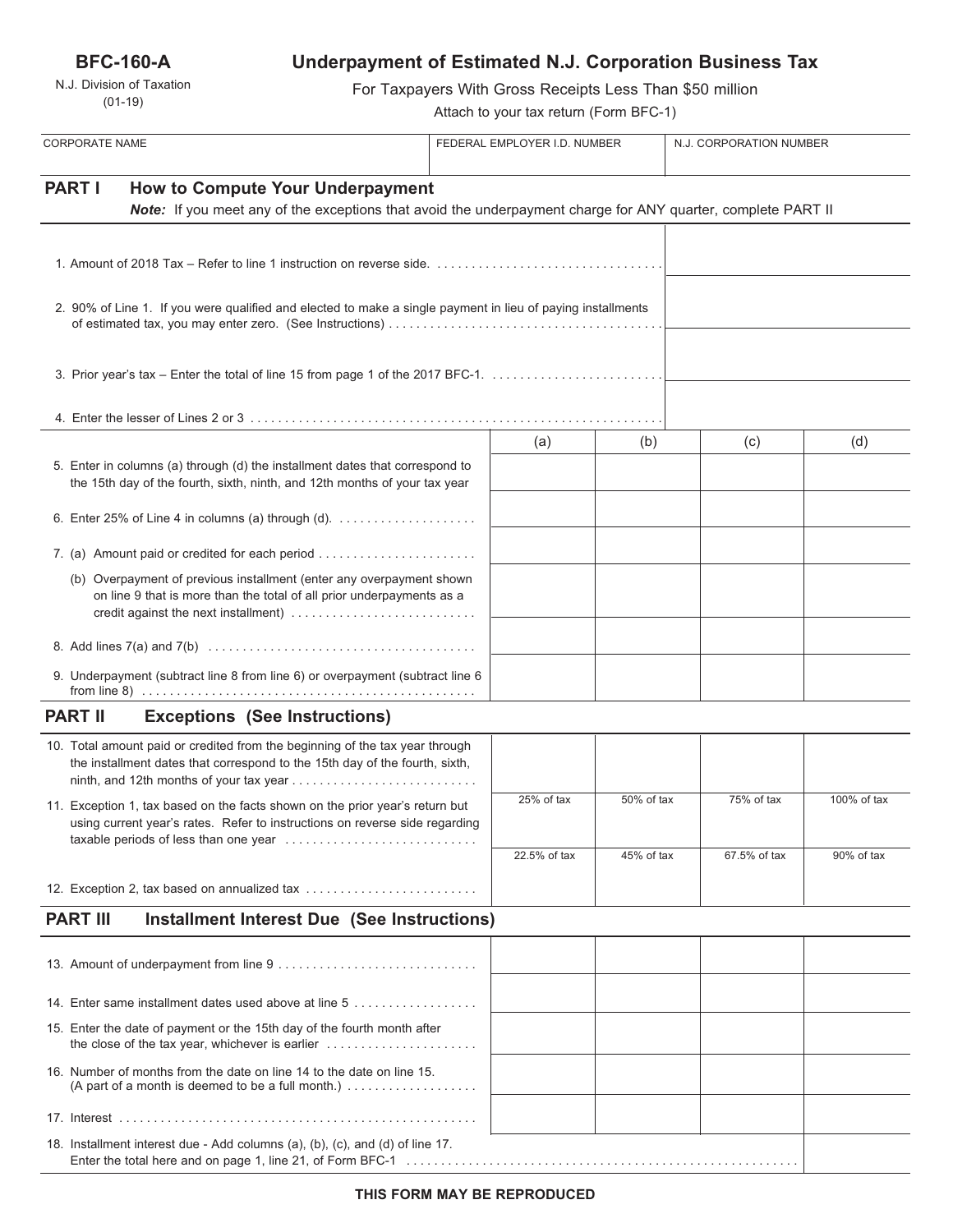**BFC-160-A**

N.J. Division of Taxation
(01-19)

# Underpayment of Estimated N.J. Corporation Business Tax

For Taxpayers With Gross Receipts Less Than $50 million

Attach to your tax return (Form BFC-1)

| CORPORATE NAME | FEDERAL EMPLOYER I.D. NUMBER | N.J. CORPORATION NUMBER |
|---|---|---|
| | | |

## PART I How to Compute Your Underpayment

***Note:*** *If you meet any of the exceptions that avoid the underpayment charge for ANY quarter, complete PART II*

| | |
|---|---|
| 1. Amount of 2018 Tax – Refer to line 1 instruction on reverse side. | |
| 2. 90% of Line 1. If you were qualified and elected to make a single payment in lieu of paying installments of estimated tax, you may enter zero. (See Instructions) | |
| 3. Prior year's tax – Enter the total of line 15 from page 1 of the 2017 BFC-1. | |
| 4. Enter the lesser of Lines 2 or 3 | |

| | (a) | (b) | (c) | (d) |
|---|---|---|---|---|
| 5. Enter in columns (a) through (d) the installment dates that correspond to the 15th day of the fourth, sixth, ninth, and 12th months of your tax year | | | | |
| 6. Enter 25% of Line 4 in columns (a) through (d). | | | | |
| 7. (a) Amount paid or credited for each period | | | | |
| (b) Overpayment of previous installment (enter any overpayment shown on line 9 that is more than the total of all prior underpayments as a credit against the next installment) | | | | |
| 8. Add lines 7(a) and 7(b) | | | | |
| 9. Underpayment (subtract line 8 from line 6) or overpayment (subtract line 6 from line 8) | | | | |

## PART II Exceptions (See Instructions)

| | | | | |
|---|---|---|---|---|
| 10. Total amount paid or credited from the beginning of the tax year through the installment dates that correspond to the 15th day of the fourth, sixth, ninth, and 12th months of your tax year | | | | |
| 11. Exception 1, tax based on the facts shown on the prior year's return but using current year's rates. Refer to instructions on reverse side regarding taxable periods of less than one year | 25% of tax | 50% of tax | 75% of tax | 100% of tax |
| 12. Exception 2, tax based on annualized tax | 22.5% of tax | 45% of tax | 67.5% of tax | 90% of tax |

## PART III Installment Interest Due (See Instructions)

| | | | | |
|---|---|---|---|---|
| 13. Amount of underpayment from line 9 | | | | |
| 14. Enter same installment dates used above at line 5 | | | | |
| 15. Enter the date of payment or the 15th day of the fourth month after the close of the tax year, whichever is earlier | | | | |
| 16. Number of months from the date on line 14 to the date on line 15. (A part of a month is deemed to be a full month.) | | | | |
| 17. Interest | | | | |
| 18. Installment interest due - Add columns (a), (b), (c), and (d) of line 17. Enter the total here and on page 1, line 21, of Form BFC-1 | | | | |

**THIS FORM MAY BE REPRODUCED**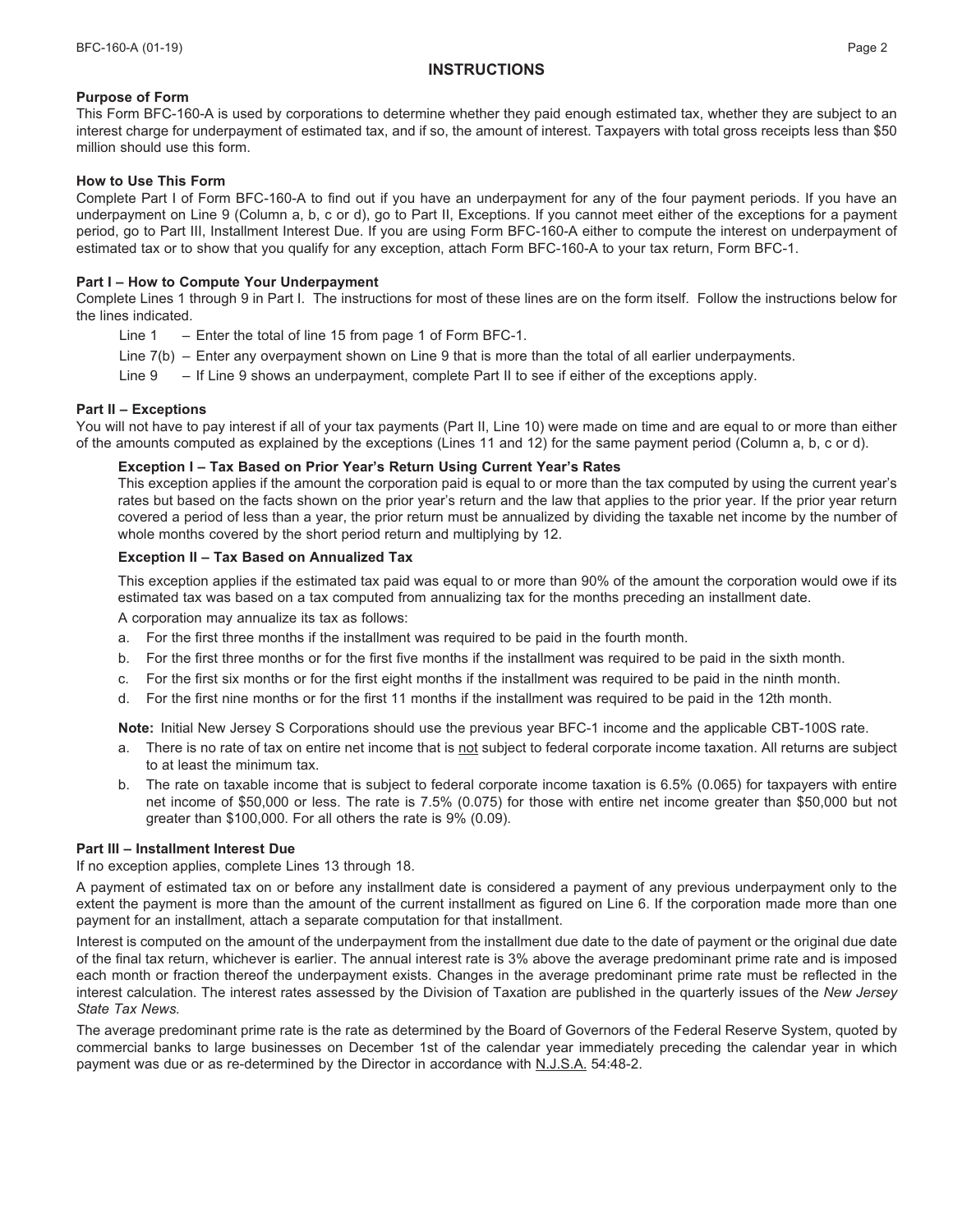## INSTRUCTIONS

**Purpose of Form**

This Form BFC-160-A is used by corporations to determine whether they paid enough estimated tax, whether they are subject to an interest charge for underpayment of estimated tax, and if so, the amount of interest. Taxpayers with total gross receipts less than $50 million should use this form.

**How to Use This Form**

Complete Part I of Form BFC-160-A to find out if you have an underpayment for any of the four payment periods. If you have an underpayment on Line 9 (Column a, b, c or d), go to Part II, Exceptions. If you cannot meet either of the exceptions for a payment period, go to Part III, Installment Interest Due. If you are using Form BFC-160-A either to compute the interest on underpayment of estimated tax or to show that you qualify for any exception, attach Form BFC-160-A to your tax return, Form BFC-1.

**Part I – How to Compute Your Underpayment**

Complete Lines 1 through 9 in Part I. The instructions for most of these lines are on the form itself. Follow the instructions below for the lines indicated.

Line 1 – Enter the total of line 15 from page 1 of Form BFC-1.

Line 7(b) – Enter any overpayment shown on Line 9 that is more than the total of all earlier underpayments.

Line 9 – If Line 9 shows an underpayment, complete Part II to see if either of the exceptions apply.

**Part II – Exceptions**

You will not have to pay interest if all of your tax payments (Part II, Line 10) were made on time and are equal to or more than either of the amounts computed as explained by the exceptions (Lines 11 and 12) for the same payment period (Column a, b, c or d).

**Exception I – Tax Based on Prior Year's Return Using Current Year's Rates**

This exception applies if the amount the corporation paid is equal to or more than the tax computed by using the current year's rates but based on the facts shown on the prior year's return and the law that applies to the prior year. If the prior year return covered a period of less than a year, the prior return must be annualized by dividing the taxable net income by the number of whole months covered by the short period return and multiplying by 12.

**Exception II – Tax Based on Annualized Tax**

This exception applies if the estimated tax paid was equal to or more than 90% of the amount the corporation would owe if its estimated tax was based on a tax computed from annualizing tax for the months preceding an installment date.

A corporation may annualize its tax as follows:

a. For the first three months if the installment was required to be paid in the fourth month.
b. For the first three months or for the first five months if the installment was required to be paid in the sixth month.
c. For the first six months or for the first eight months if the installment was required to be paid in the ninth month.
d. For the first nine months or for the first 11 months if the installment was required to be paid in the 12th month.

**Note:** Initial New Jersey S Corporations should use the previous year BFC-1 income and the applicable CBT-100S rate.

a. There is no rate of tax on entire net income that is not subject to federal corporate income taxation. All returns are subject to at least the minimum tax.
b. The rate on taxable income that is subject to federal corporate income taxation is 6.5% (0.065) for taxpayers with entire net income of $50,000 or less. The rate is 7.5% (0.075) for those with entire net income greater than $50,000 but not greater than $100,000. For all others the rate is 9% (0.09).

**Part III – Installment Interest Due**

If no exception applies, complete Lines 13 through 18.

A payment of estimated tax on or before any installment date is considered a payment of any previous underpayment only to the extent the payment is more than the amount of the current installment as figured on Line 6. If the corporation made more than one payment for an installment, attach a separate computation for that installment.

Interest is computed on the amount of the underpayment from the installment due date to the date of payment or the original due date of the final tax return, whichever is earlier. The annual interest rate is 3% above the average predominant prime rate and is imposed each month or fraction thereof the underpayment exists. Changes in the average predominant prime rate must be reflected in the interest calculation. The interest rates assessed by the Division of Taxation are published in the quarterly issues of the *New Jersey State Tax News.*

The average predominant prime rate is the rate as determined by the Board of Governors of the Federal Reserve System, quoted by commercial banks to large businesses on December 1st of the calendar year immediately preceding the calendar year in which payment was due or as re-determined by the Director in accordance with N.J.S.A. 54:48-2.